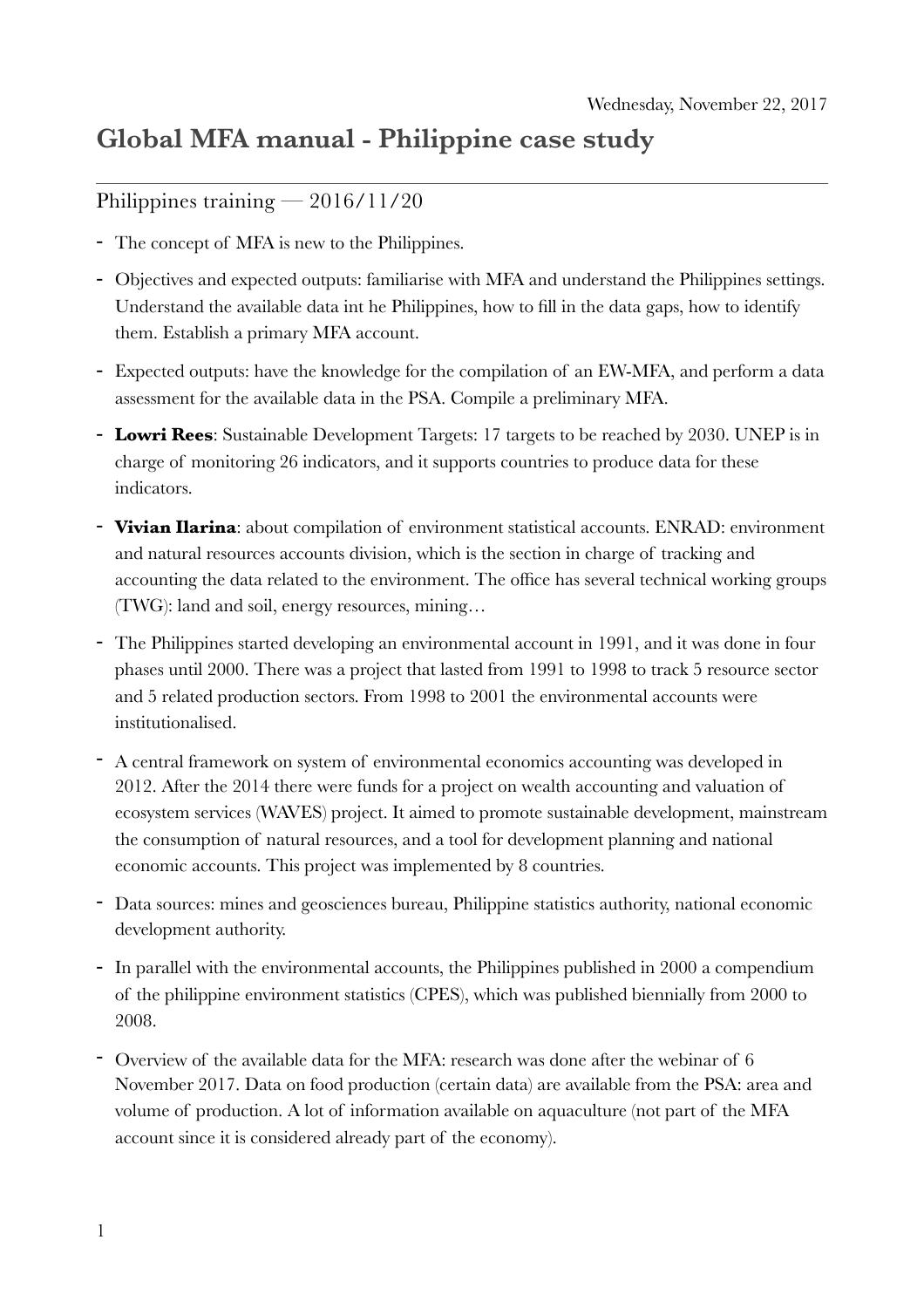Wednesday, November 22, 2017

# Global MFA manual - Philippine case study

## Philippines training — 2016/11/20

- The concept of MFA is new to the Philippines.
- Objectives and expected outputs: familiarise with MFA and understand the Philippines settings. Understand the available data int he Philippines, how to fill in the data gaps, how to identify them. Establish a primary MFA account.
- Expected outputs: have the knowledge for the compilation of an EW-MFA, and perform a data assessment for the available data in the PSA. Compile a preliminary MFA.
- **Lowri Rees**: Sustainable Development Targets: 17 targets to be reached by 2030. UNEP is in charge of monitoring 26 indicators, and it supports countries to produce data for these indicators.
- **Vivian Ilarina**: about compilation of environment statistical accounts. ENRAD: environment and natural resources accounts division, which is the section in charge of tracking and accounting the data related to the environment. The office has several technical working groups (TWG): land and soil, energy resources, mining…
- The Philippines started developing an environmental account in 1991, and it was done in four phases until 2000. There was a project that lasted from 1991 to 1998 to track 5 resource sector and 5 related production sectors. From 1998 to 2001 the environmental accounts were institutionalised.
- A central framework on system of environmental economics accounting was developed in 2012. After the 2014 there were funds for a project on wealth accounting and valuation of ecosystem services (WAVES) project. It aimed to promote sustainable development, mainstream the consumption of natural resources, and a tool for development planning and national economic accounts. This project was implemented by 8 countries.
- Data sources: mines and geosciences bureau, Philippine statistics authority, national economic development authority.
- In parallel with the environmental accounts, the Philippines published in 2000 a compendium of the philippine environment statistics (CPES), which was published biennially from 2000 to 2008.
- Overview of the available data for the MFA: research was done after the webinar of 6 November 2017. Data on food production (certain data) are available from the PSA: area and volume of production. A lot of information available on aquaculture (not part of the MFA account since it is considered already part of the economy).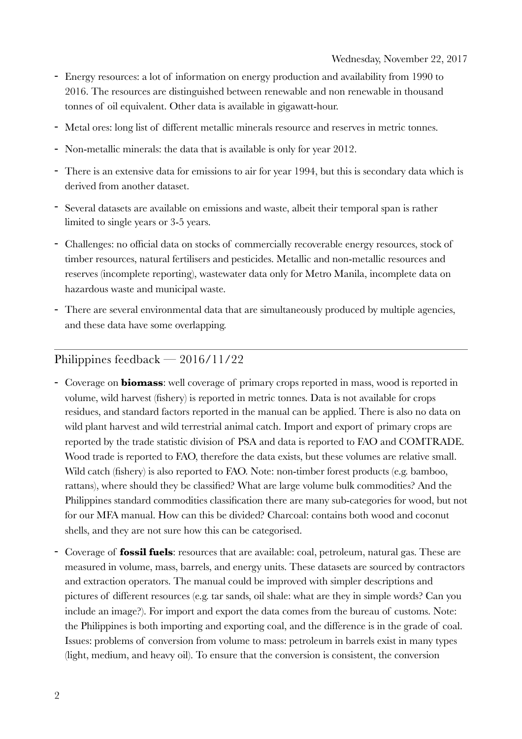Wednesday, November 22, 2017

- Energy resources: a lot of information on energy production and availability from 1990 to 2016. The resources are distinguished between renewable and non renewable in thousand tonnes of oil equivalent. Other data is available in gigawatt-hour.
- Metal ores: long list of different metallic minerals resource and reserves in metric tonnes.
- Non-metallic minerals: the data that is available is only for year 2012.
- There is an extensive data for emissions to air for year 1994, but this is secondary data which is derived from another dataset.
- Several datasets are available on emissions and waste, albeit their temporal span is rather limited to single years or 3-5 years.
- Challenges: no official data on stocks of commercially recoverable energy resources, stock of timber resources, natural fertilisers and pesticides. Metallic and non-metallic resources and reserves (incomplete reporting), wastewater data only for Metro Manila, incomplete data on hazardous waste and municipal waste.
- There are several environmental data that are simultaneously produced by multiple agencies, and these data have some overlapping.

---

## Philippines feedback — 2016/11/22

- Coverage on **biomass**: well coverage of primary crops reported in mass, wood is reported in volume, wild harvest (fishery) is reported in metric tonnes. Data is not available for crops residues, and standard factors reported in the manual can be applied. There is also no data on wild plant harvest and wild terrestrial animal catch. Import and export of primary crops are reported by the trade statistic division of PSA and data is reported to FAO and COMTRADE. Wood trade is reported to FAO, therefore the data exists, but these volumes are relative small. Wild catch (fishery) is also reported to FAO. Note: non-timber forest products (e.g. bamboo, rattans), where should they be classified? What are large volume bulk commodities? And the Philippines standard commodities classification there are many sub-categories for wood, but not for our MFA manual. How can this be divided? Charcoal: contains both wood and coconut shells, and they are not sure how this can be categorised.
- Coverage of **fossil fuels**: resources that are available: coal, petroleum, natural gas. These are measured in volume, mass, barrels, and energy units. These datasets are sourced by contractors and extraction operators. The manual could be improved with simpler descriptions and pictures of different resources (e.g. tar sands, oil shale: what are they in simple words? Can you include an image?). For import and export the data comes from the bureau of customs. Note: the Philippines is both importing and exporting coal, and the difference is in the grade of coal. Issues: problems of conversion from volume to mass: petroleum in barrels exist in many types (light, medium, and heavy oil). To ensure that the conversion is consistent, the conversion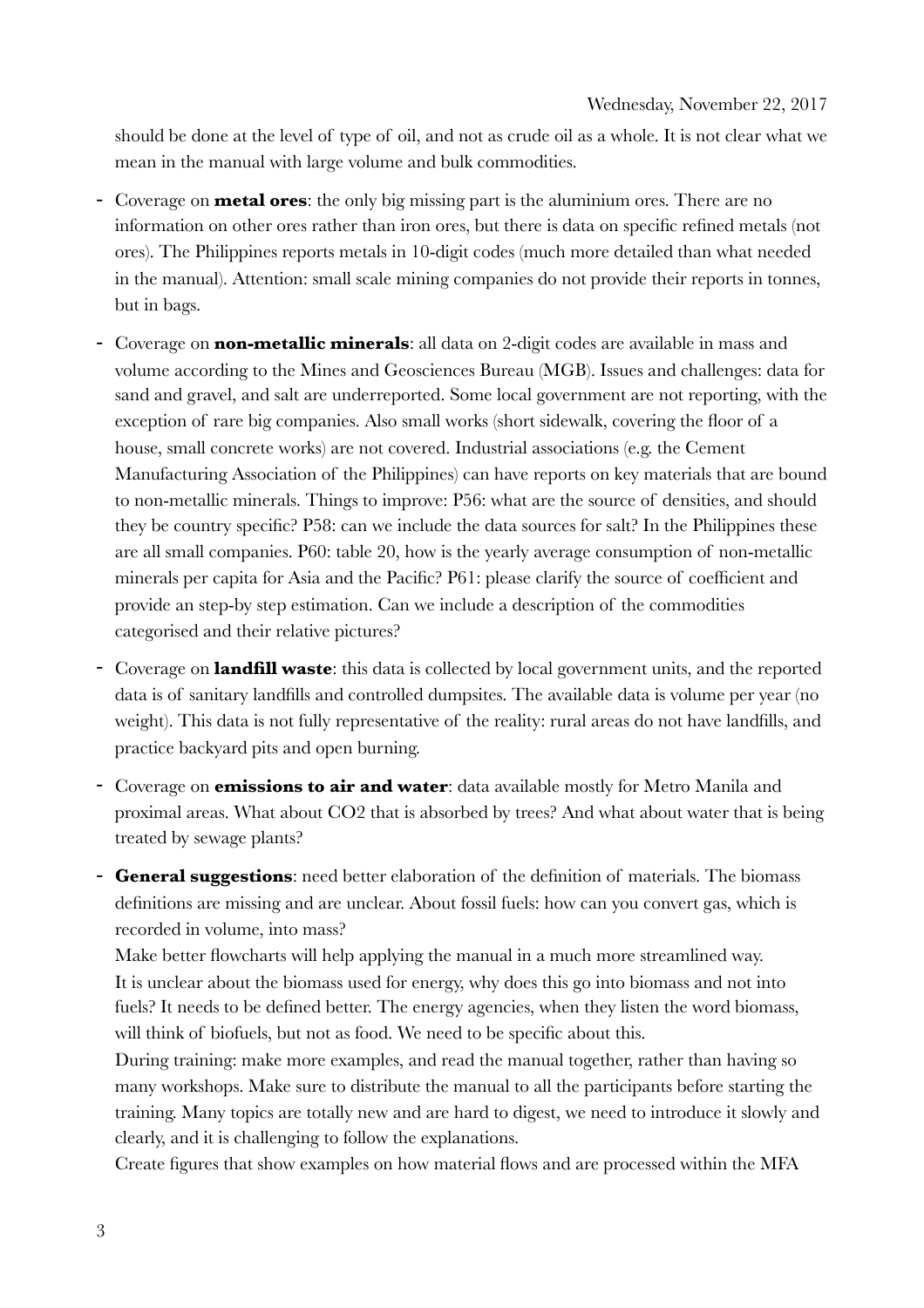should be done at the level of type of oil, and not as crude oil as a whole. It is not clear what we mean in the manual with large volume and bulk commodities.

- Coverage on **metal ores**: the only big missing part is the aluminium ores. There are no information on other ores rather than iron ores, but there is data on specific refined metals (not ores). The Philippines reports metals in 10-digit codes (much more detailed than what needed in the manual). Attention: small scale mining companies do not provide their reports in tonnes, but in bags.
- Coverage on **non-metallic minerals**: all data on 2-digit codes are available in mass and volume according to the Mines and Geosciences Bureau (MGB). Issues and challenges: data for sand and gravel, and salt are underreported. Some local government are not reporting, with the exception of rare big companies. Also small works (short sidewalk, covering the floor of a house, small concrete works) are not covered. Industrial associations (e.g. the Cement Manufacturing Association of the Philippines) can have reports on key materials that are bound to non-metallic minerals. Things to improve: P56: what are the source of densities, and should they be country specific? P58: can we include the data sources for salt? In the Philippines these are all small companies. P60: table 20, how is the yearly average consumption of non-metallic minerals per capita for Asia and the Pacific? P61: please clarify the source of coefficient and provide an step-by step estimation. Can we include a description of the commodities categorised and their relative pictures?
- Coverage on **landfill waste**: this data is collected by local government units, and the reported data is of sanitary landfills and controlled dumpsites. The available data is volume per year (no weight). This data is not fully representative of the reality: rural areas do not have landfills, and practice backyard pits and open burning.
- Coverage on **emissions to air and water**: data available mostly for Metro Manila and proximal areas. What about $CO_2$ that is absorbed by trees? And what about water that is being treated by sewage plants?
- **General suggestions**: need better elaboration of the definition of materials. The biomass definitions are missing and are unclear. About fossil fuels: how can you convert gas, which is recorded in volume, into mass?

  Make better flowcharts will help applying the manual in a much more streamlined way.

  It is unclear about the biomass used for energy, why does this go into biomass and not into fuels? It needs to be defined better. The energy agencies, when they listen the word biomass, will think of biofuels, but not as food. We need to be specific about this.

  During training: make more examples, and read the manual together, rather than having so many workshops. Make sure to distribute the manual to all the participants before starting the training. Many topics are totally new and are hard to digest, we need to introduce it slowly and clearly, and it is challenging to follow the explanations.

  Create figures that show examples on how material flows and are processed within the MFA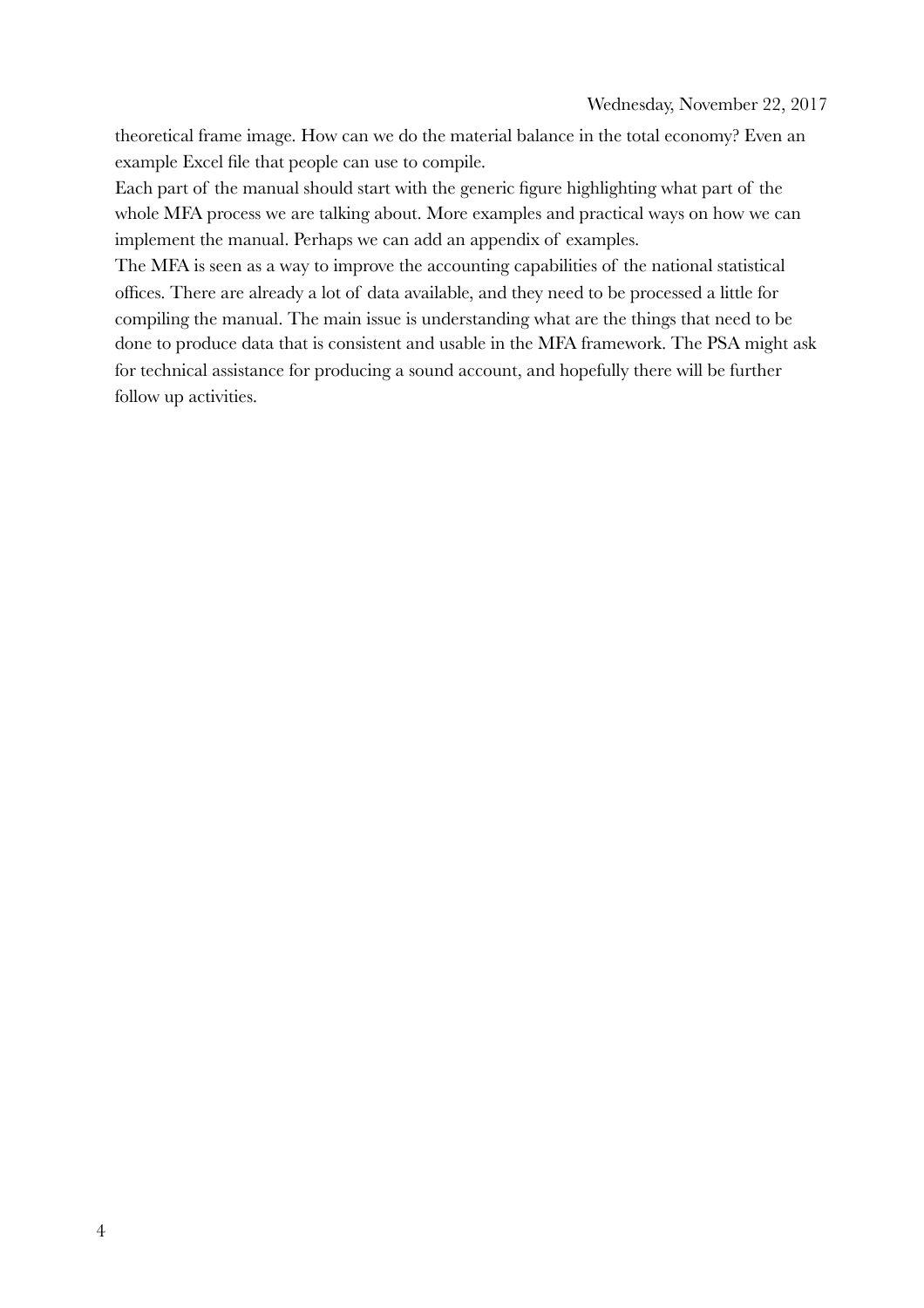theoretical frame image. How can we do the material balance in the total economy? Even an example Excel file that people can use to compile.

Each part of the manual should start with the generic figure highlighting what part of the whole MFA process we are talking about. More examples and practical ways on how we can implement the manual. Perhaps we can add an appendix of examples.

The MFA is seen as a way to improve the accounting capabilities of the national statistical offices. There are already a lot of data available, and they need to be processed a little for compiling the manual. The main issue is understanding what are the things that need to be done to produce data that is consistent and usable in the MFA framework. The PSA might ask for technical assistance for producing a sound account, and hopefully there will be further follow up activities.